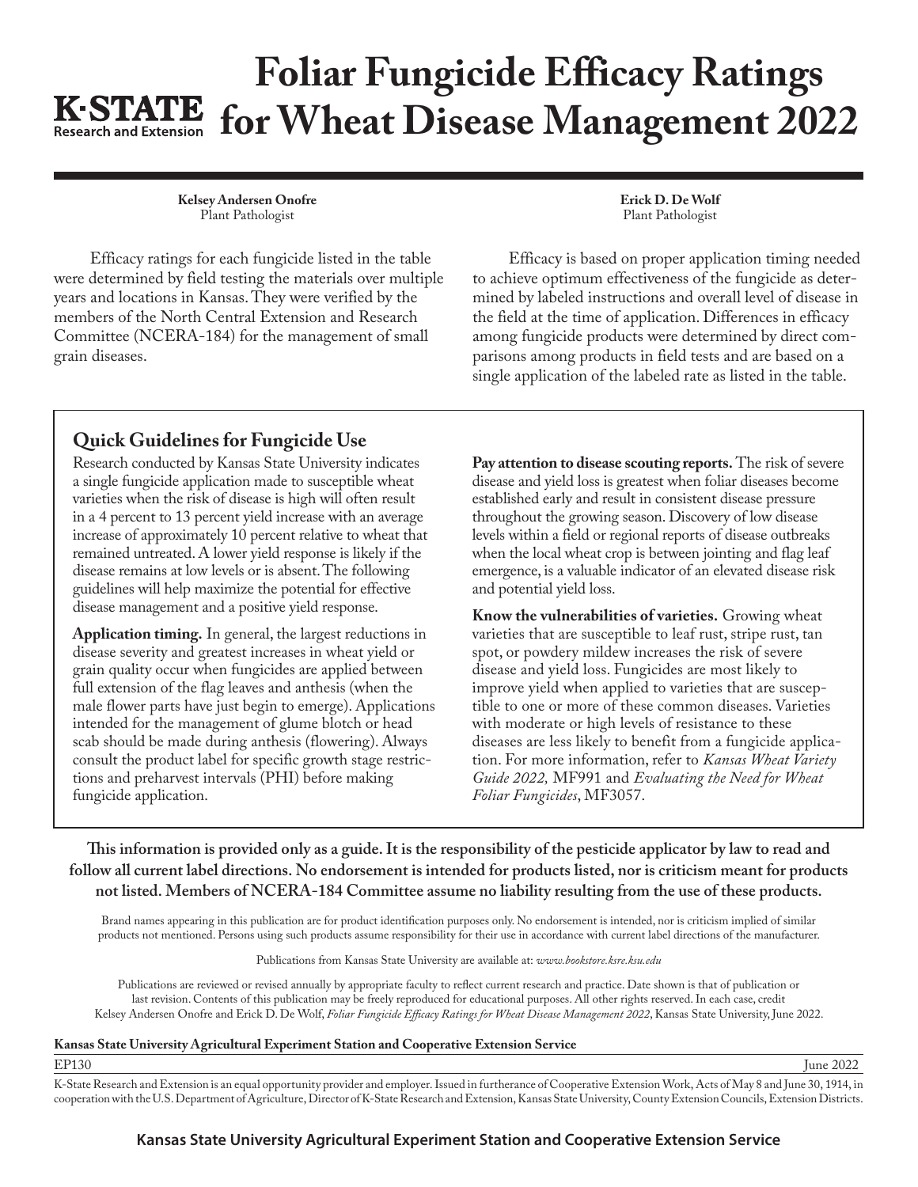# Foliar Fungicide Efficacy Ratings for Wheat Disease Management 2022

**Kelsey Andersen Onofre**
Plant Pathologist

**Erick D. De Wolf**
Plant Pathologist

Efficacy ratings for each fungicide listed in the table were determined by field testing the materials over multiple years and locations in Kansas. They were verified by the members of the North Central Extension and Research Committee (NCERA-184) for the management of small grain diseases.

Efficacy is based on proper application timing needed to achieve optimum effectiveness of the fungicide as determined by labeled instructions and overall level of disease in the field at the time of application. Differences in efficacy among fungicide products were determined by direct comparisons among products in field tests and are based on a single application of the labeled rate as listed in the table.

## Quick Guidelines for Fungicide Use

Research conducted by Kansas State University indicates a single fungicide application made to susceptible wheat varieties when the risk of disease is high will often result in a 4 percent to 13 percent yield increase with an average increase of approximately 10 percent relative to wheat that remained untreated. A lower yield response is likely if the disease remains at low levels or is absent. The following guidelines will help maximize the potential for effective disease management and a positive yield response.

**Application timing.** In general, the largest reductions in disease severity and greatest increases in wheat yield or grain quality occur when fungicides are applied between full extension of the flag leaves and anthesis (when the male flower parts have just begin to emerge). Applications intended for the management of glume blotch or head scab should be made during anthesis (flowering). Always consult the product label for specific growth stage restrictions and preharvest intervals (PHI) before making fungicide application.

**Pay attention to disease scouting reports.** The risk of severe disease and yield loss is greatest when foliar diseases become established early and result in consistent disease pressure throughout the growing season. Discovery of low disease levels within a field or regional reports of disease outbreaks when the local wheat crop is between jointing and flag leaf emergence, is a valuable indicator of an elevated disease risk and potential yield loss.

**Know the vulnerabilities of varieties.** Growing wheat varieties that are susceptible to leaf rust, stripe rust, tan spot, or powdery mildew increases the risk of severe disease and yield loss. Fungicides are most likely to improve yield when applied to varieties that are susceptible to one or more of these common diseases. Varieties with moderate or high levels of resistance to these diseases are less likely to benefit from a fungicide application. For more information, refer to *Kansas Wheat Variety Guide 2022,* MF991 and *Evaluating the Need for Wheat Foliar Fungicides*, MF3057.

**This information is provided only as a guide. It is the responsibility of the pesticide applicator by law to read and follow all current label directions. No endorsement is intended for products listed, nor is criticism meant for products not listed. Members of NCERA-184 Committee assume no liability resulting from the use of these products.**

Brand names appearing in this publication are for product identification purposes only. No endorsement is intended, nor is criticism implied of similar products not mentioned. Persons using such products assume responsibility for their use in accordance with current label directions of the manufacturer.

Publications from Kansas State University are available at: *www.bookstore.ksre.ksu.edu*

Publications are reviewed or revised annually by appropriate faculty to reflect current research and practice. Date shown is that of publication or last revision. Contents of this publication may be freely reproduced for educational purposes. All other rights reserved. In each case, credit Kelsey Andersen Onofre and Erick D. De Wolf, *Foliar Fungicide Efficacy Ratings for Wheat Disease Management 2022*, Kansas State University, June 2022.

**Kansas State University Agricultural Experiment Station and Cooperative Extension Service**

EP130 June 2022

K-State Research and Extension is an equal opportunity provider and employer. Issued in furtherance of Cooperative Extension Work, Acts of May 8 and June 30, 1914, in cooperation with the U.S. Department of Agriculture, Director of K-State Research and Extension, Kansas State University, County Extension Councils, Extension Districts.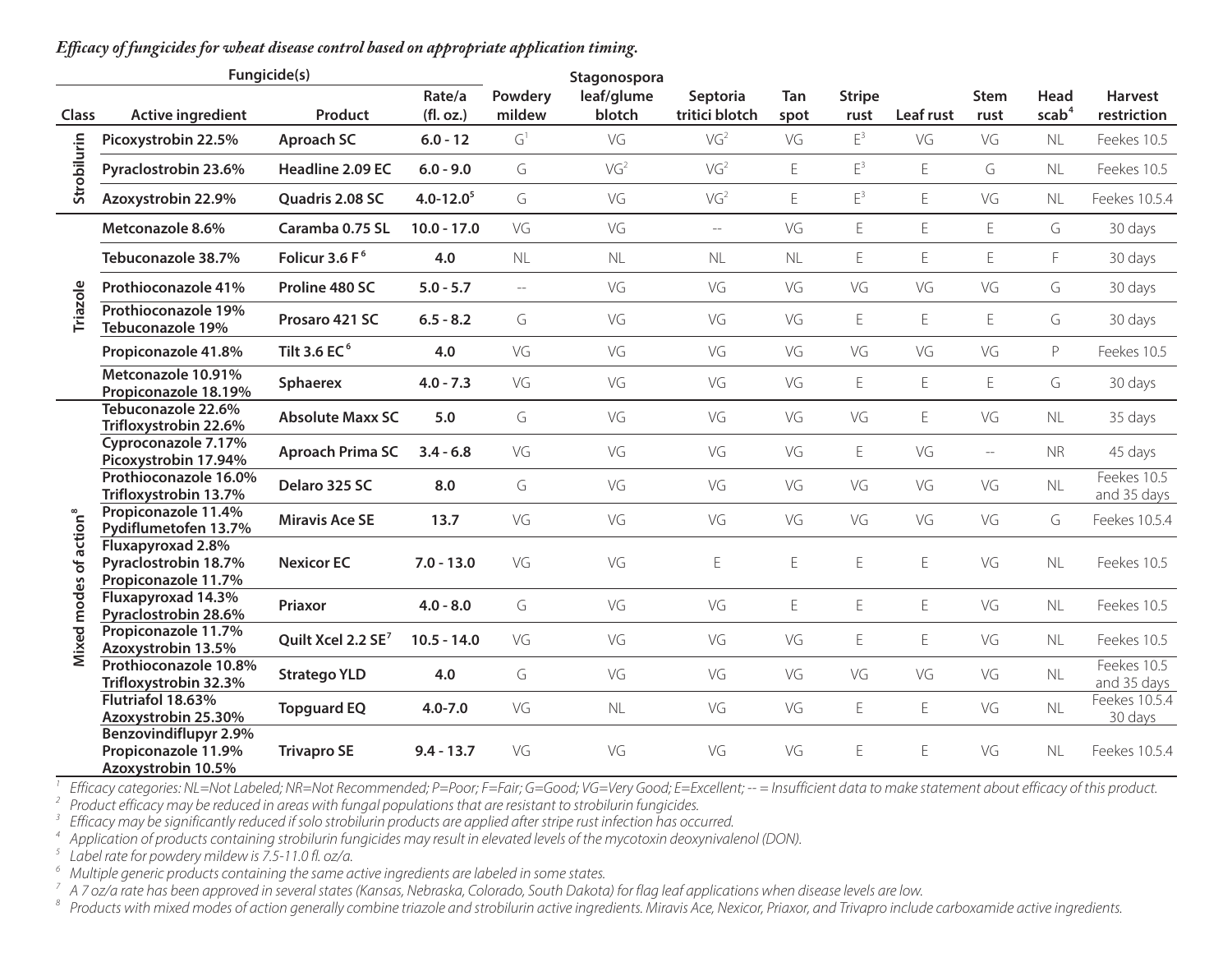*Efficacy of fungicides for wheat disease control based on appropriate application timing.*

| Fungicide(s) | | | | | | | | | | | | | |
|---|---|---|---|---|---|---|---|---|---|---|---|---|---|
| Class | Active ingredient | Product | Rate/a (fl. oz.) | Powdery mildew | Stagonospora leaf/glume blotch | Septoria tritici blotch | Tan spot | Stripe rust | Leaf rust | Stem rust | Head scab[4] | Harvest restriction |
| Strobilurin | Picoxystrobin 22.5% | Aproach SC | 6.0 - 12 | G[1] | VG | VG[2] | VG | E[3] | VG | VG | NL | Feekes 10.5 |
| Strobilurin | Pyraclostrobin 23.6% | Headline 2.09 EC | 6.0 - 9.0 | G | VG[2] | VG[2] | E | E[3] | E | G | NL | Feekes 10.5 |
| Strobilurin | Azoxystrobin 22.9% | Quadris 2.08 SC | 4.0-12.0[5] | G | VG | VG[2] | E | E[3] | E | VG | NL | Feekes 10.5.4 |
| Triazole | Metconazole 8.6% | Caramba 0.75 SL | 10.0 - 17.0 | VG | VG | -- | VG | E | E | E | G | 30 days |
| Triazole | Tebuconazole 38.7% | Folicur 3.6 F[6] | 4.0 | NL | NL | NL | NL | E | E | E | F | 30 days |
| Triazole | Prothioconazole 41% | Proline 480 SC | 5.0 - 5.7 | -- | VG | VG | VG | VG | VG | VG | G | 30 days |
| Triazole | Prothioconazole 19% Tebuconazole 19% | Prosaro 421 SC | 6.5 - 8.2 | G | VG | VG | VG | E | E | E | G | 30 days |
| Triazole | Propiconazole 41.8% | Tilt 3.6 EC[6] | 4.0 | VG | VG | VG | VG | VG | VG | VG | P | Feekes 10.5 |
| Triazole | Metconazole 10.91% Propiconazole 18.19% | Sphaerex | 4.0 - 7.3 | VG | VG | VG | VG | E | E | E | G | 30 days |
| Mixed modes of action[8] | Tebuconazole 22.6% Trifloxystrobin 22.6% | Absolute Maxx SC | 5.0 | G | VG | VG | VG | VG | E | VG | NL | 35 days |
| Mixed modes of action[8] | Cyproconazole 7.17% Picoxystrobin 17.94% | Aproach Prima SC | 3.4 - 6.8 | VG | VG | VG | VG | E | VG | -- | NR | 45 days |
| Mixed modes of action[8] | Prothioconazole 16.0% Trifloxystrobin 13.7% | Delaro 325 SC | 8.0 | G | VG | VG | VG | VG | VG | VG | NL | Feekes 10.5 and 35 days |
| Mixed modes of action[8] | Propiconazole 11.4% Pydiflumetofen 13.7% | Miravis Ace SE | 13.7 | VG | VG | VG | VG | VG | VG | VG | G | Feekes 10.5.4 |
| Mixed modes of action[8] | Fluxapyroxad 2.8% Pyraclostrobin 18.7% Propiconazole 11.7% | Nexicor EC | 7.0 - 13.0 | VG | VG | E | E | E | E | VG | NL | Feekes 10.5 |
| Mixed modes of action[8] | Fluxapyroxad 14.3% Pyraclostrobin 28.6% | Priaxor | 4.0 - 8.0 | G | VG | VG | E | E | E | VG | NL | Feekes 10.5 |
| Mixed modes of action[8] | Propiconazole 11.7% Azoxystrobin 13.5% | Quilt Xcel 2.2 SE[7] | 10.5 - 14.0 | VG | VG | VG | VG | E | E | VG | NL | Feekes 10.5 |
| Mixed modes of action[8] | Prothioconazole 10.8% Trifloxystrobin 32.3% | Stratego YLD | 4.0 | G | VG | VG | VG | VG | VG | VG | NL | Feekes 10.5 and 35 days |
| Mixed modes of action[8] | Flutriafol 18.63% Azoxystrobin 25.30% | Topguard EQ | 4.0-7.0 | VG | NL | VG | VG | E | E | VG | NL | Feekes 10.5.4 30 days |
| Mixed modes of action[8] | Benzovindiflupyr 2.9% Propiconazole 11.9% Azoxystrobin 10.5% | Trivapro SE | 9.4 - 13.7 | VG | VG | VG | VG | E | E | VG | NL | Feekes 10.5.4 |

[1] *Efficacy categories: NL=Not Labeled; NR=Not Recommended; P=Poor; F=Fair; G=Good; VG=Very Good; E=Excellent; -- = Insufficient data to make statement about efficacy of this product.*

[2] *Product efficacy may be reduced in areas with fungal populations that are resistant to strobilurin fungicides.*

[3] *Efficacy may be significantly reduced if solo strobilurin products are applied after stripe rust infection has occurred.*

[4] *Application of products containing strobilurin fungicides may result in elevated levels of the mycotoxin deoxynivalenol (DON).*

[5] *Label rate for powdery mildew is 7.5-11.0 fl. oz/a.*

[6] *Multiple generic products containing the same active ingredients are labeled in some states.*

[7] *A 7 oz/a rate has been approved in several states (Kansas, Nebraska, Colorado, South Dakota) for flag leaf applications when disease levels are low.*

[8] *Products with mixed modes of action generally combine triazole and strobilurin active ingredients. Miravis Ace, Nexicor, Priaxor, and Trivapro include carboxamide active ingredients.*